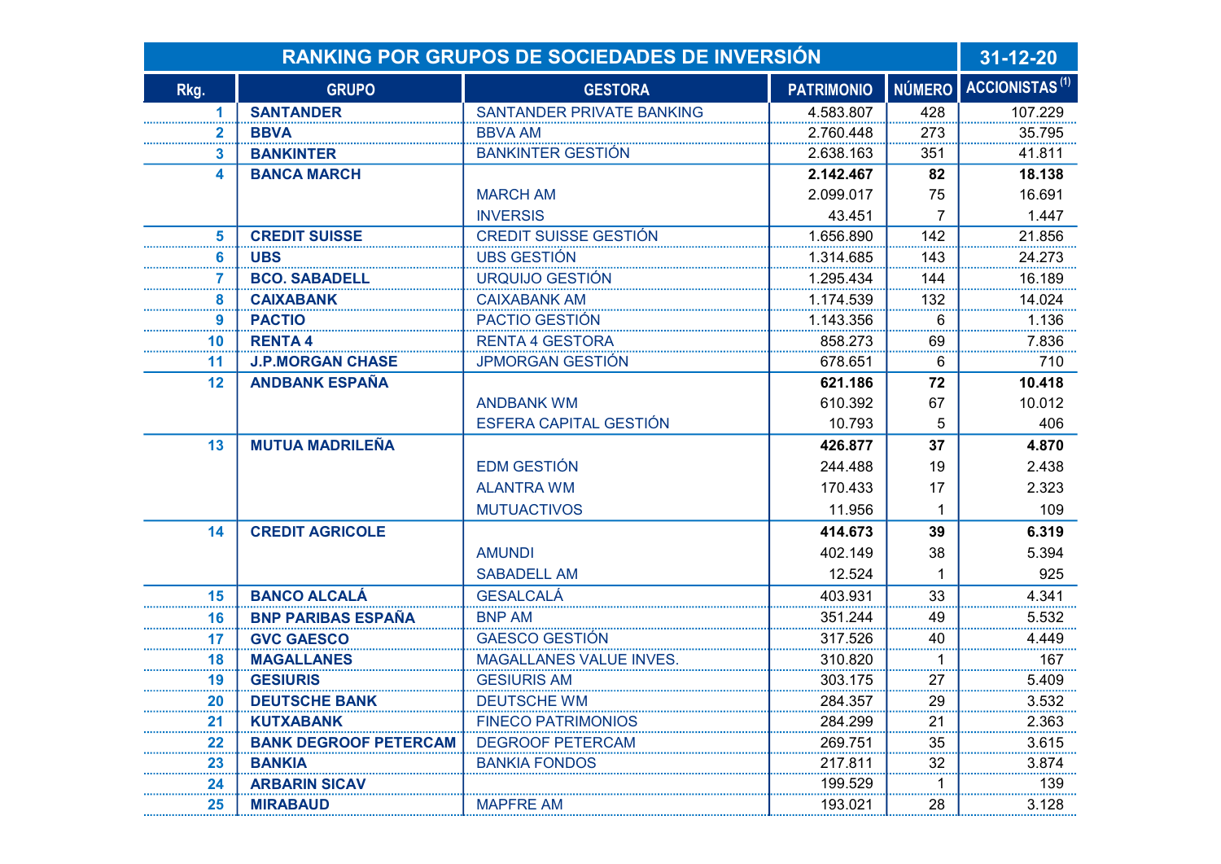| RANKING POR GRUPOS DE SOCIEDADES DE INVERSIÓN | | | | | 31-12-20 |
|---|---|---|---|---|---|
| **Rkg.** | **GRUPO** | **GESTORA** | **PATRIMONIO** | **NÚMERO** | **ACCIONISTAS [1]** |
| 1 | **SANTANDER** | SANTANDER PRIVATE BANKING | 4.583.807 | 428 | 107.229 |
| 2 | **BBVA** | BBVA AM | 2.760.448 | 273 | 35.795 |
| 3 | **BANKINTER** | BANKINTER GESTIÓN | 2.638.163 | 351 | 41.811 |
| 4 | **BANCA MARCH** | | **2.142.467** | **82** | **18.138** |
| | | MARCH AM | 2.099.017 | 75 | 16.691 |
| | | INVERSIS | 43.451 | 7 | 1.447 |
| 5 | **CREDIT SUISSE** | CREDIT SUISSE GESTIÓN | 1.656.890 | 142 | 21.856 |
| 6 | **UBS** | UBS GESTIÓN | 1.314.685 | 143 | 24.273 |
| 7 | **BCO. SABADELL** | URQUIJO GESTIÓN | 1.295.434 | 144 | 16.189 |
| 8 | **CAIXABANK** | CAIXABANK AM | 1.174.539 | 132 | 14.024 |
| 9 | **PACTIO** | PACTIO GESTIÓN | 1.143.356 | 6 | 1.136 |
| 10 | **RENTA 4** | RENTA 4 GESTORA | 858.273 | 69 | 7.836 |
| 11 | **J.P.MORGAN CHASE** | JPMORGAN GESTIÓN | 678.651 | 6 | 710 |
| 12 | **ANDBANK ESPAÑA** | | **621.186** | **72** | **10.418** |
| | | ANDBANK WM | 610.392 | 67 | 10.012 |
| | | ESFERA CAPITAL GESTIÓN | 10.793 | 5 | 406 |
| 13 | **MUTUA MADRILEÑA** | | **426.877** | **37** | **4.870** |
| | | EDM GESTIÓN | 244.488 | 19 | 2.438 |
| | | ALANTRA WM | 170.433 | 17 | 2.323 |
| | | MUTUACTIVOS | 11.956 | 1 | 109 |
| 14 | **CREDIT AGRICOLE** | | **414.673** | **39** | **6.319** |
| | | AMUNDI | 402.149 | 38 | 5.394 |
| | | SABADELL AM | 12.524 | 1 | 925 |
| 15 | **BANCO ALCALÁ** | GESALCALÁ | 403.931 | 33 | 4.341 |
| 16 | **BNP PARIBAS ESPAÑA** | BNP AM | 351.244 | 49 | 5.532 |
| 17 | **GVC GAESCO** | GAESCO GESTIÓN | 317.526 | 40 | 4.449 |
| 18 | **MAGALLANES** | MAGALLANES VALUE INVES. | 310.820 | 1 | 167 |
| 19 | **GESIURIS** | GESIURIS AM | 303.175 | 27 | 5.409 |
| 20 | **DEUTSCHE BANK** | DEUTSCHE WM | 284.357 | 29 | 3.532 |
| 21 | **KUTXABANK** | FINECO PATRIMONIOS | 284.299 | 21 | 2.363 |
| 22 | **BANK DEGROOF PETERCAM** | DEGROOF PETERCAM | 269.751 | 35 | 3.615 |
| 23 | **BANKIA** | BANKIA FONDOS | 217.811 | 32 | 3.874 |
| 24 | **ARBARIN SICAV** | | 199.529 | 1 | 139 |
| 25 | **MIRABAUD** | MAPFRE AM | 193.021 | 28 | 3.128 |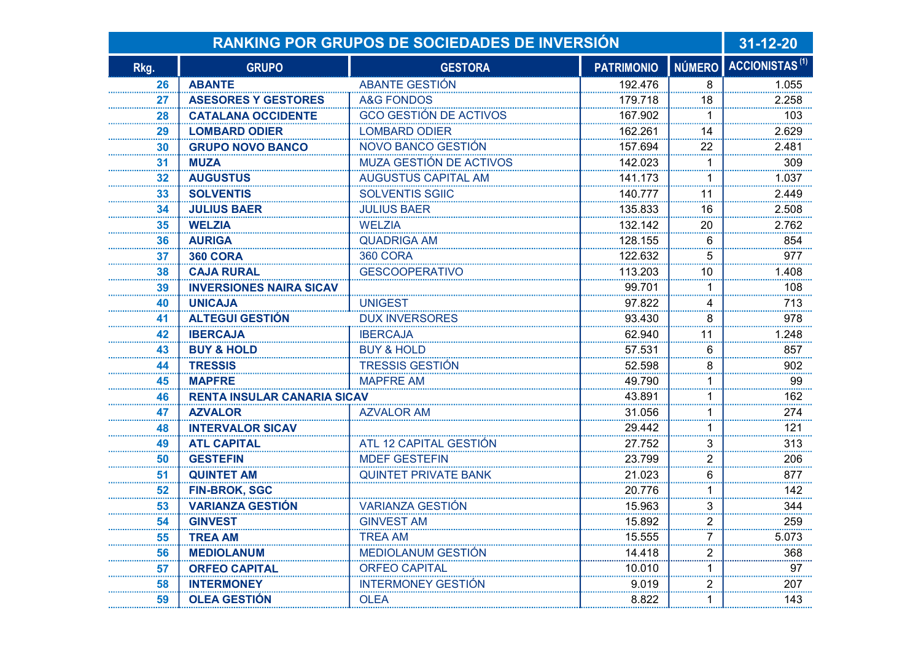| RANKING POR GRUPOS DE SOCIEDADES DE INVERSIÓN | | | | | 31-12-20 |
|---|---|---|---|---|---|
| Rkg. | GRUPO | GESTORA | PATRIMONIO | NÚMERO | ACCIONISTAS (1) |
| 26 | ABANTE | ABANTE GESTIÓN | 192.476 | 8 | 1.055 |
| 27 | ASESORES Y GESTORES | A&G FONDOS | 179.718 | 18 | 2.258 |
| 28 | CATALANA OCCIDENTE | GCO GESTIÓN DE ACTIVOS | 167.902 | 1 | 103 |
| 29 | LOMBARD ODIER | LOMBARD ODIER | 162.261 | 14 | 2.629 |
| 30 | GRUPO NOVO BANCO | NOVO BANCO GESTIÓN | 157.694 | 22 | 2.481 |
| 31 | MUZA | MUZA GESTIÓN DE ACTIVOS | 142.023 | 1 | 309 |
| 32 | AUGUSTUS | AUGUSTUS CAPITAL AM | 141.173 | 1 | 1.037 |
| 33 | SOLVENTIS | SOLVENTIS SGIIC | 140.777 | 11 | 2.449 |
| 34 | JULIUS BAER | JULIUS BAER | 135.833 | 16 | 2.508 |
| 35 | WELZIA | WELZIA | 132.142 | 20 | 2.762 |
| 36 | AURIGA | QUADRIGA AM | 128.155 | 6 | 854 |
| 37 | 360 CORA | 360 CORA | 122.632 | 5 | 977 |
| 38 | CAJA RURAL | GESCOOPERATIVO | 113.203 | 10 | 1.408 |
| 39 | INVERSIONES NAIRA SICAV | | 99.701 | 1 | 108 |
| 40 | UNICAJA | UNIGEST | 97.822 | 4 | 713 |
| 41 | ALTEGUI GESTIÓN | DUX INVERSORES | 93.430 | 8 | 978 |
| 42 | IBERCAJA | IBERCAJA | 62.940 | 11 | 1.248 |
| 43 | BUY & HOLD | BUY & HOLD | 57.531 | 6 | 857 |
| 44 | TRESSIS | TRESSIS GESTIÓN | 52.598 | 8 | 902 |
| 45 | MAPFRE | MAPFRE AM | 49.790 | 1 | 99 |
| 46 | RENTA INSULAR CANARIA SICAV | | 43.891 | 1 | 162 |
| 47 | AZVALOR | AZVALOR AM | 31.056 | 1 | 274 |
| 48 | INTERVALOR SICAV | | 29.442 | 1 | 121 |
| 49 | ATL CAPITAL | ATL 12 CAPITAL GESTIÓN | 27.752 | 3 | 313 |
| 50 | GESTEFIN | MDEF GESTEFIN | 23.799 | 2 | 206 |
| 51 | QUINTET AM | QUINTET PRIVATE BANK | 21.023 | 6 | 877 |
| 52 | FIN-BROK, SGC | | 20.776 | 1 | 142 |
| 53 | VARIANZA GESTIÓN | VARIANZA GESTIÓN | 15.963 | 3 | 344 |
| 54 | GINVEST | GINVEST AM | 15.892 | 2 | 259 |
| 55 | TREA AM | TREA AM | 15.555 | 7 | 5.073 |
| 56 | MEDIOLANUM | MEDIOLANUM GESTIÓN | 14.418 | 2 | 368 |
| 57 | ORFEO CAPITAL | ORFEO CAPITAL | 10.010 | 1 | 97 |
| 58 | INTERMONEY | INTERMONEY GESTIÓN | 9.019 | 2 | 207 |
| 59 | OLEA GESTIÓN | OLEA | 8.822 | 1 | 143 |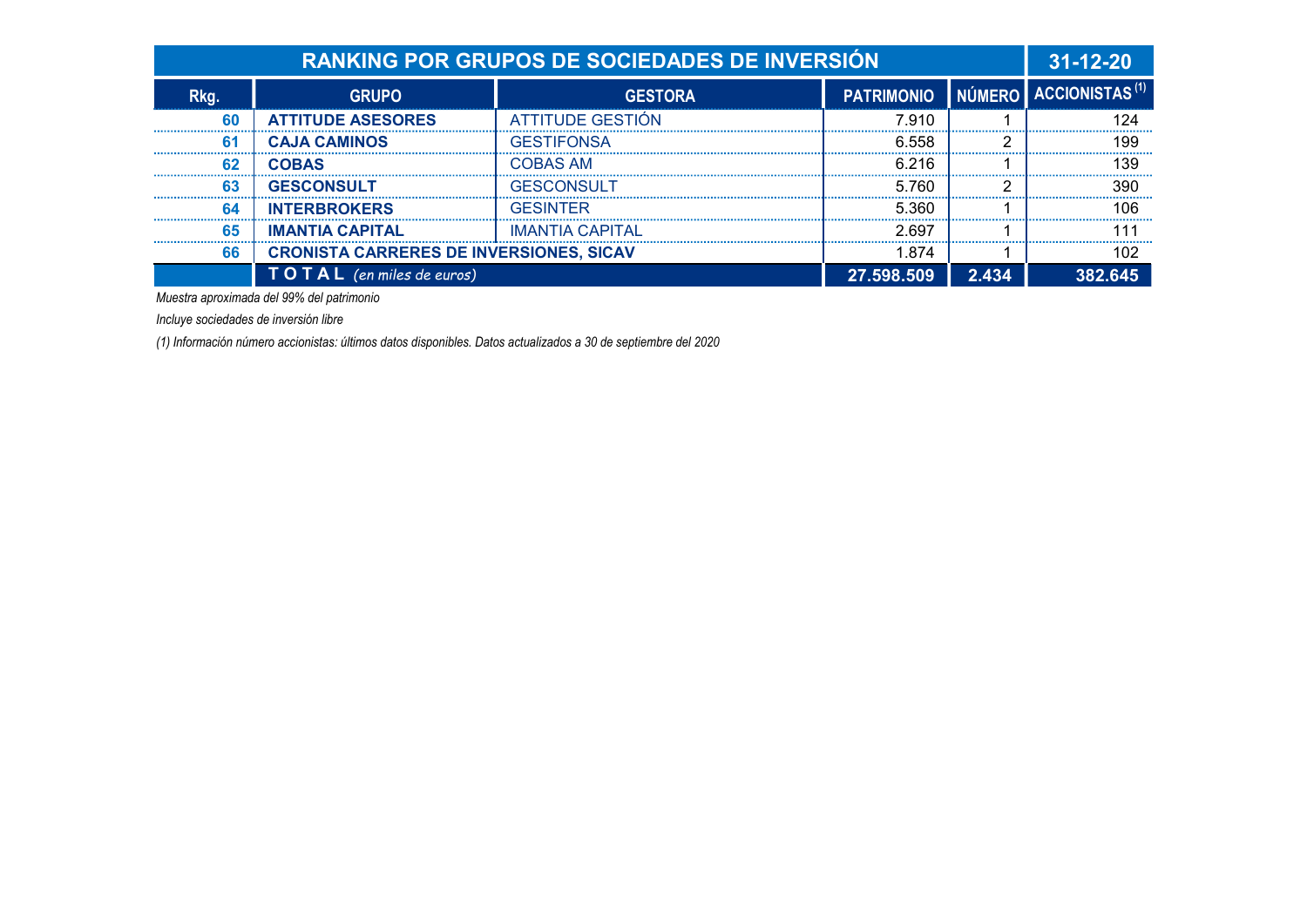| RANKING POR GRUPOS DE SOCIEDADES DE INVERSIÓN | | | | | 31-12-20 |
|---|---|---|---|---|---|
| **Rkg.** | **GRUPO** | **GESTORA** | **PATRIMONIO** | **NÚMERO** | **ACCIONISTAS (1)** |
| 60 | **ATTITUDE ASESORES** | ATTITUDE GESTIÓN | 7.910 | 1 | 124 |
| 61 | **CAJA CAMINOS** | GESTIFONSA | 6.558 | 2 | 199 |
| 62 | **COBAS** | COBAS AM | 6.216 | 1 | 139 |
| 63 | **GESCONSULT** | GESCONSULT | 5.760 | 2 | 390 |
| 64 | **INTERBROKERS** | GESINTER | 5.360 | 1 | 106 |
| 65 | **IMANTIA CAPITAL** | IMANTIA CAPITAL | 2.697 | 1 | 111 |
| 66 | **CRONISTA CARRERES DE INVERSIONES, SICAV** | | 1.874 | 1 | 102 |
| | **T O T A L** *(en miles de euros)* | | **27.598.509** | **2.434** | **382.645** |

*Muestra aproximada del 99% del patrimonio*

*Incluye sociedades de inversión libre*

*(1) Información número accionistas: últimos datos disponibles. Datos actualizados a 30 de septiembre del 2020*